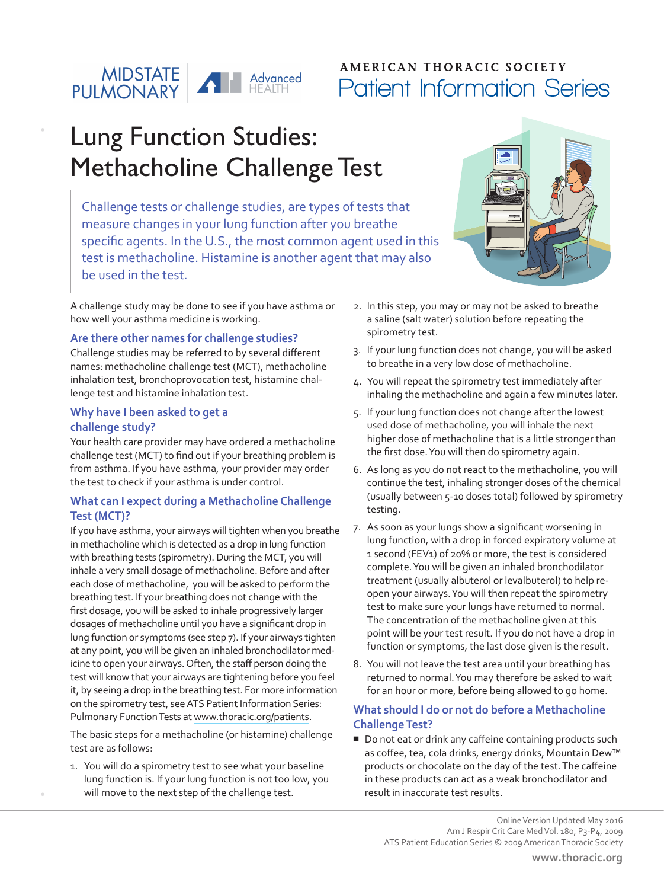MIDSTATE PULMONARY | Advanced HEALTH

AMERICAN THORACIC SOCIETY
Patient Information Series

# Lung Function Studies: Methacholine Challenge Test

Challenge tests or challenge studies, are types of tests that measure changes in your lung function after you breathe specific agents. In the U.S., the most common agent used in this test is methacholine. Histamine is another agent that may also be used in the test.

A challenge study may be done to see if you have asthma or how well your asthma medicine is working.

## Are there other names for challenge studies?

Challenge studies may be referred to by several different names: methacholine challenge test (MCT), methacholine inhalation test, bronchoprovocation test, histamine challenge test and histamine inhalation test.

## Why have I been asked to get a challenge study?

Your health care provider may have ordered a methacholine challenge test (MCT) to find out if your breathing problem is from asthma. If you have asthma, your provider may order the test to check if your asthma is under control.

## What can I expect during a Methacholine Challenge Test (MCT)?

If you have asthma, your airways will tighten when you breathe in methacholine which is detected as a drop in lung function with breathing tests (spirometry). During the MCT, you will inhale a very small dosage of methacholine. Before and after each dose of methacholine, you will be asked to perform the breathing test. If your breathing does not change with the first dosage, you will be asked to inhale progressively larger dosages of methacholine until you have a significant drop in lung function or symptoms (see step 7). If your airways tighten at any point, you will be given an inhaled bronchodilator medicine to open your airways. Often, the staff person doing the test will know that your airways are tightening before you feel it, by seeing a drop in the breathing test. For more information on the spirometry test, see ATS Patient Information Series: Pulmonary Function Tests at www.thoracic.org/patients.

The basic steps for a methacholine (or histamine) challenge test are as follows:

1. You will do a spirometry test to see what your baseline lung function is. If your lung function is not too low, you will move to the next step of the challenge test.
2. In this step, you may or may not be asked to breathe a saline (salt water) solution before repeating the spirometry test.
3. If your lung function does not change, you will be asked to breathe in a very low dose of methacholine.
4. You will repeat the spirometry test immediately after inhaling the methacholine and again a few minutes later.
5. If your lung function does not change after the lowest used dose of methacholine, you will inhale the next higher dose of methacholine that is a little stronger than the first dose. You will then do spirometry again.
6. As long as you do not react to the methacholine, you will continue the test, inhaling stronger doses of the chemical (usually between 5-10 doses total) followed by spirometry testing.
7. As soon as your lungs show a significant worsening in lung function, with a drop in forced expiratory volume at 1 second ($FEV_1$) of 20% or more, the test is considered complete. You will be given an inhaled bronchodilator treatment (usually albuterol or levalbuterol) to help re-open your airways. You will then repeat the spirometry test to make sure your lungs have returned to normal. The concentration of the methacholine given at this point will be your test result. If you do not have a drop in function or symptoms, the last dose given is the result.
8. You will not leave the test area until your breathing has returned to normal. You may therefore be asked to wait for an hour or more, before being allowed to go home.

## What should I do or not do before a Methacholine Challenge Test?

- Do not eat or drink any caffeine containing products such as coffee, tea, cola drinks, energy drinks, Mountain Dew™ products or chocolate on the day of the test. The caffeine in these products can act as a weak bronchodilator and result in inaccurate test results.

Online Version Updated May 2016
Am J Respir Crit Care Med Vol. 180, P3-P4, 2009
ATS Patient Education Series © 2009 American Thoracic Society
www.thoracic.org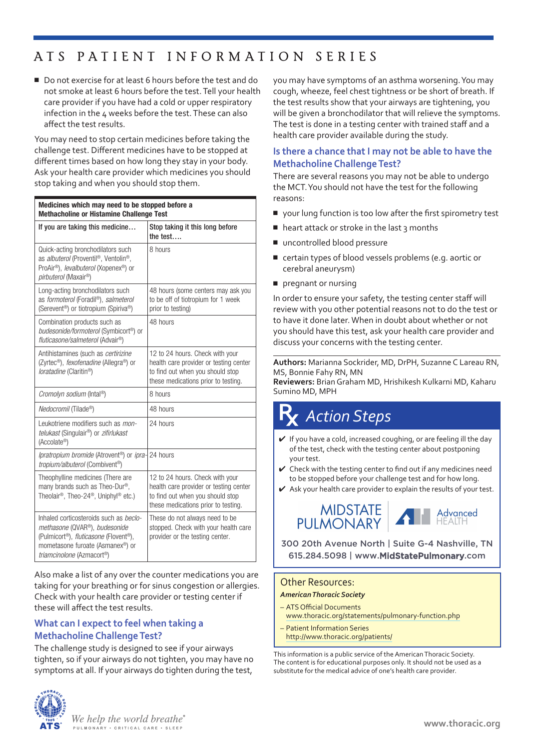- Do not exercise for at least 6 hours before the test and do not smoke at least 6 hours before the test. Tell your health care provider if you have had a cold or upper respiratory infection in the 4 weeks before the test. These can also affect the test results.

You may need to stop certain medicines before taking the challenge test. Different medicines have to be stopped at different times based on how long they stay in your body. Ask your health care provider which medicines you should stop taking and when you should stop them.

**Medicines which may need to be stopped before a Methacholine or Histamine Challenge Test**

| If you are taking this medicine… | Stop taking it this long before the test…. |
|---|---|
| Quick-acting bronchodilators such as *albuterol* (Proventil®, Ventolin®, ProAir®), *levalbuterol* (Xopenex®) or *pirbuterol* (Maxair®) | 8 hours |
| Long-acting bronchodilators such as *formoterol* (Foradil®), *salmeterol* (Serevent®) or tiotropium (Spiriva®) | 48 hours (some centers may ask you to be off of tiotropium for 1 week prior to testing) |
| Combination products such as *budesonide/formoterol* (Symbicort®) or *fluticasone/salmeterol* (Advair®) | 48 hours |
| Antihistamines (such as *certirizine* (Zyrtec®), *fexofenadine* (Allegra®) or *loratadine* (Claritin®) | 12 to 24 hours. Check with your health care provider or testing center to find out when you should stop these medications prior to testing. |
| *Cromolyn sodium* (Intal®) | 8 hours |
| *Nedocromil* (Tilade®) | 48 hours |
| Leukotriene modifiers such as *montelukast* (Singulair®) or *zifirlukast* (Accolate®) | 24 hours |
| *Ipratropium bromide* (Atrovent®) or *ipratropium/albuterol* (Combivent®) | 24 hours |
| Theophylline medicines (There are many brands such as Theo-Dur®, Theolair®, Theo-24®, Uniphyl® etc.) | 12 to 24 hours. Check with your health care provider or testing center to find out when you should stop these medications prior to testing. |
| Inhaled corticosteroids such as *beclomethasone* (QVAR®), *budesonide* (Pulmicort®), *fluticasone* (Flovent®), mometasone furoate (Asmanex®) or *triamcinolone* (Azmacort®) | These do not always need to be stopped. Check with your health care provider or the testing center. |

Also make a list of any over the counter medications you are taking for your breathing or for sinus congestion or allergies. Check with your health care provider or testing center if these will affect the test results.

## What can I expect to feel when taking a Methacholine Challenge Test?

The challenge study is designed to see if your airways tighten, so if your airways do not tighten, you may have no symptoms at all. If your airways do tighten during the test, you may have symptoms of an asthma worsening. You may cough, wheeze, feel chest tightness or be short of breath. If the test results show that your airways are tightening, you will be given a bronchodilator that will relieve the symptoms. The test is done in a testing center with trained staff and a health care provider available during the study.

## Is there a chance that I may not be able to have the Methacholine Challenge Test?

There are several reasons you may not be able to undergo the MCT. You should not have the test for the following reasons:

- your lung function is too low after the first spirometry test
- heart attack or stroke in the last 3 months
- uncontrolled blood pressure
- certain types of blood vessels problems (e.g. aortic or cerebral aneurysm)
- pregnant or nursing

In order to ensure your safety, the testing center staff will review with you other potential reasons not to do the test or to have it done later. When in doubt about whether or not you should have this test, ask your health care provider and discuss your concerns with the testing center.

**Authors:** Marianna Sockrider, MD, DrPH, Suzanne C Lareau RN, MS, Bonnie Fahy RN, MN
**Reviewers:** Brian Graham MD, Hrishikesh Kulkarni MD, Kaharu Sumino MD, MPH

## Rx Action Steps

✔ If you have a cold, increased coughing, or are feeling ill the day of the test, check with the testing center about postponing your test.
✔ Check with the testing center to find out if any medicines need to be stopped before your challenge test and for how long.
✔ Ask your health care provider to explain the results of your test.

MIDSTATE PULMONARY | Advanced HEALTH

300 20th Avenue North | Suite G-4 Nashville, TN
615.284.5098 | www.MidStatePulmonary.com

### Other Resources:

***American Thoracic Society***

– ATS Official Documents
www.thoracic.org/statements/pulmonary-function.php

– Patient Information Series
http://www.thoracic.org/patients/

This information is a public service of the American Thoracic Society. The content is for educational purposes only. It should not be used as a substitute for the medical advice of one's health care provider.